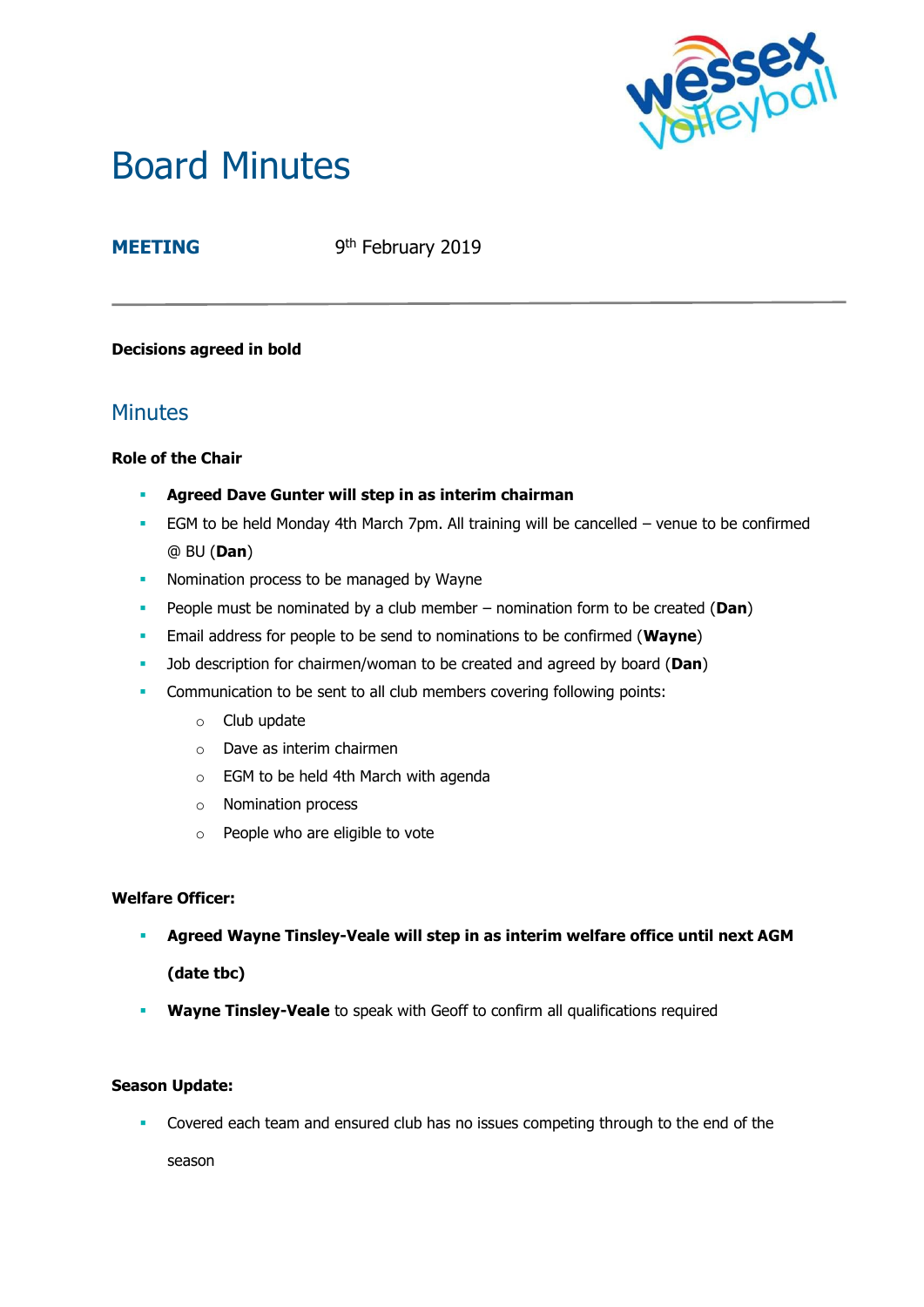# Board Minutes

**MEETING** 9th February 2019

**Decisions agreed in bold**

## Minutes

**Role of the Chair**

- **Agreed Dave Gunter will step in as interim chairman**
- EGM to be held Monday 4th March 7pm. All training will be cancelled – venue to be confirmed @ BU (**Dan**)
- Nomination process to be managed by Wayne
- People must be nominated by a club member – nomination form to be created (**Dan**)
- Email address for people to be send to nominations to be confirmed (**Wayne**)
- Job description for chairmen/woman to be created and agreed by board (**Dan**)
- Communication to be sent to all club members covering following points:
  - Club update
  - Dave as interim chairmen
  - EGM to be held 4th March with agenda
  - Nomination process
  - People who are eligible to vote

**Welfare Officer:**

- **Agreed Wayne Tinsley-Veale will step in as interim welfare office until next AGM (date tbc)**
- **Wayne Tinsley-Veale** to speak with Geoff to confirm all qualifications required

**Season Update:**

- Covered each team and ensured club has no issues competing through to the end of the season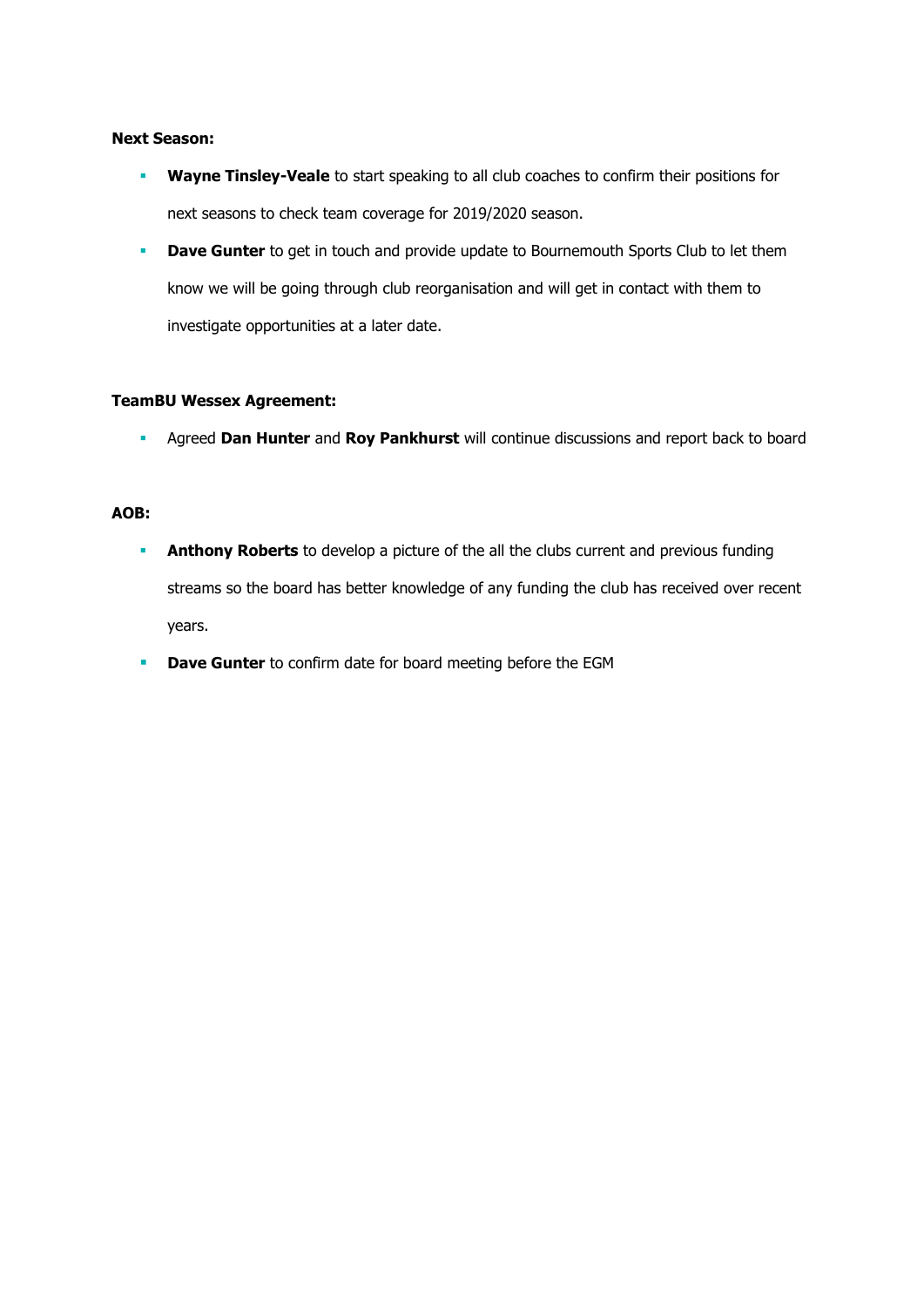**Next Season:**

- **Wayne Tinsley-Veale** to start speaking to all club coaches to confirm their positions for next seasons to check team coverage for 2019/2020 season.
- **Dave Gunter** to get in touch and provide update to Bournemouth Sports Club to let them know we will be going through club reorganisation and will get in contact with them to investigate opportunities at a later date.

**TeamBU Wessex Agreement:**

- Agreed **Dan Hunter** and **Roy Pankhurst** will continue discussions and report back to board

**AOB:**

- **Anthony Roberts** to develop a picture of the all the clubs current and previous funding streams so the board has better knowledge of any funding the club has received over recent years.
- **Dave Gunter** to confirm date for board meeting before the EGM